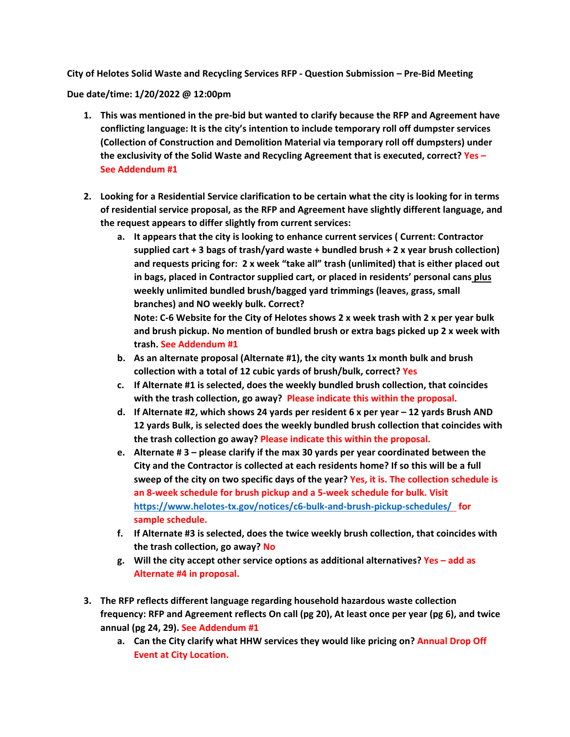**City of Helotes Solid Waste and Recycling Services RFP - Question Submission – Pre-Bid Meeting**

**Due date/time: 1/20/2022 @ 12:00pm**

1. **This was mentioned in the pre-bid but wanted to clarify because the RFP and Agreement have conflicting language: It is the city's intention to include temporary roll off dumpster services (Collection of Construction and Demolition Material via temporary roll off dumpsters) under the exclusivity of the Solid Waste and Recycling Agreement that is executed, correct?** Yes – See Addendum #1

2. **Looking for a Residential Service clarification to be certain what the city is looking for in terms of residential service proposal, as the RFP and Agreement have slightly different language, and the request appears to differ slightly from current services:**
   a. **It appears that the city is looking to enhance current services ( Current: Contractor supplied cart + 3 bags of trash/yard waste + bundled brush + 2 x year brush collection) and requests pricing for: 2 x week "take all" trash (unlimited) that is either placed out in bags, placed in Contractor supplied cart, or placed in residents' personal cans plus weekly unlimited bundled brush/bagged yard trimmings (leaves, grass, small branches) and NO weekly bulk. Correct?**
   **Note: C-6 Website for the City of Helotes shows 2 x week trash with 2 x per year bulk and brush pickup. No mention of bundled brush or extra bags picked up 2 x week with trash.** See Addendum #1
   b. **As an alternate proposal (Alternate #1), the city wants 1x month bulk and brush collection with a total of 12 cubic yards of brush/bulk, correct?** Yes
   c. **If Alternate #1 is selected, does the weekly bundled brush collection, that coincides with the trash collection, go away?** Please indicate this within the proposal.
   d. **If Alternate #2, which shows 24 yards per resident 6 x per year – 12 yards Brush AND 12 yards Bulk, is selected does the weekly bundled brush collection that coincides with the trash collection go away?** Please indicate this within the proposal.
   e. **Alternate # 3 – please clarify if the max 30 yards per year coordinated between the City and the Contractor is collected at each residents home? If so this will be a full sweep of the city on two specific days of the year?** Yes, it is. The collection schedule is an 8-week schedule for brush pickup and a 5-week schedule for bulk. Visit https://www.helotes-tx.gov/notices/c6-bulk-and-brush-pickup-schedules/ for sample schedule.
   f. **If Alternate #3 is selected, does the twice weekly brush collection, that coincides with the trash collection, go away?** No
   g. **Will the city accept other service options as additional alternatives?** Yes – add as Alternate #4 in proposal.

3. **The RFP reflects different language regarding household hazardous waste collection frequency: RFP and Agreement reflects On call (pg 20), At least once per year (pg 6), and twice annual (pg 24, 29).** See Addendum #1
   a. **Can the City clarify what HHW services they would like pricing on?** Annual Drop Off Event at City Location.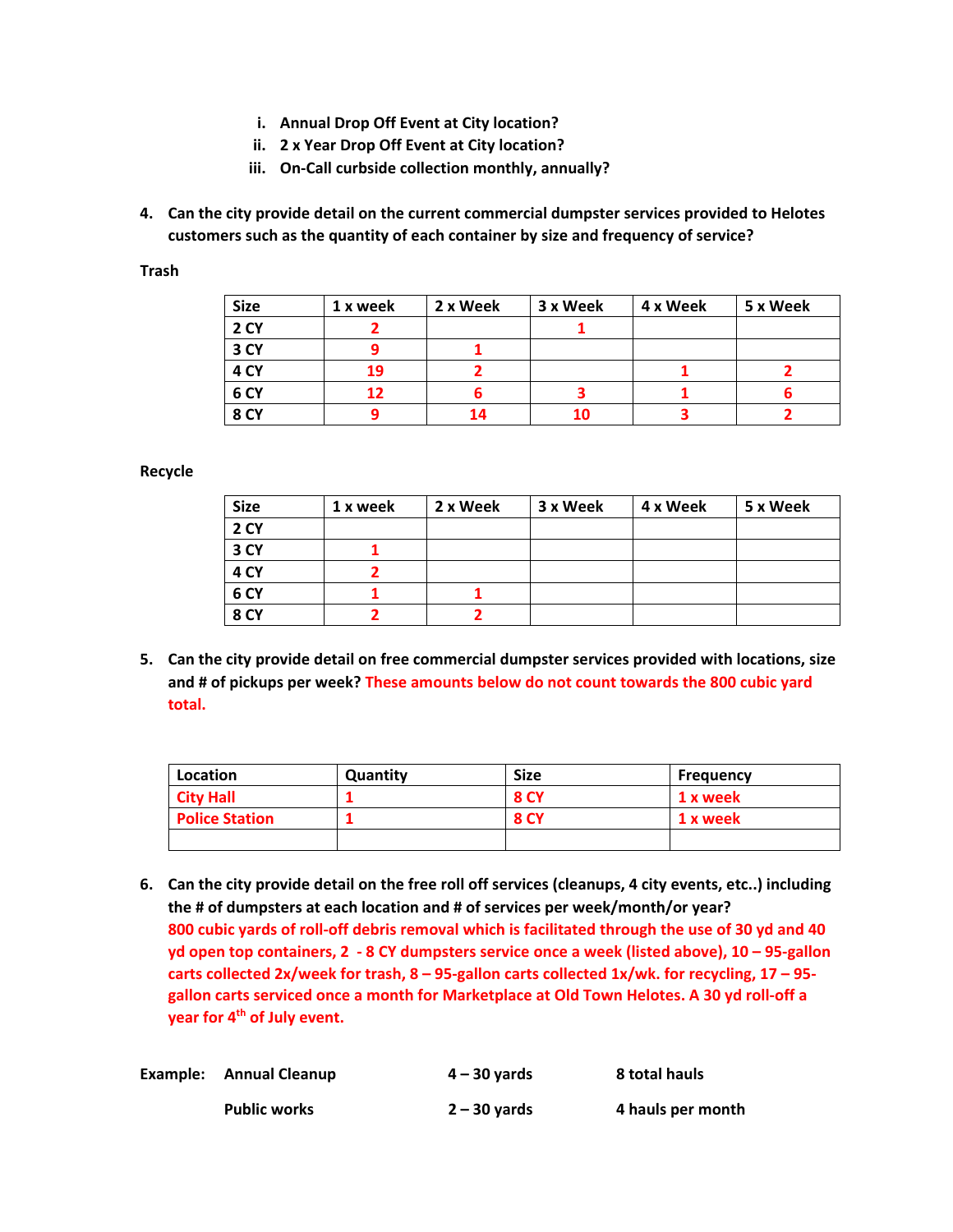i. **Annual Drop Off Event at City location?**
ii. **2 x Year Drop Off Event at City location?**
iii. **On-Call curbside collection monthly, annually?**

4. **Can the city provide detail on the current commercial dumpster services provided to Helotes customers such as the quantity of each container by size and frequency of service?**

**Trash**

| Size | 1 x week | 2 x Week | 3 x Week | 4 x Week | 5 x Week |
|---|---|---|---|---|---|
| 2 CY | 2 | | 1 | | |
| 3 CY | 9 | 1 | | | |
| 4 CY | 19 | 2 | | 1 | 2 |
| 6 CY | 12 | 6 | 3 | 1 | 6 |
| 8 CY | 9 | 14 | 10 | 3 | 2 |

**Recycle**

| Size | 1 x week | 2 x Week | 3 x Week | 4 x Week | 5 x Week |
|---|---|---|---|---|---|
| 2 CY | | | | | |
| 3 CY | 1 | | | | |
| 4 CY | 2 | | | | |
| 6 CY | 1 | 1 | | | |
| 8 CY | 2 | 2 | | | |

5. **Can the city provide detail on free commercial dumpster services provided with locations, size and # of pickups per week? These amounts below do not count towards the 800 cubic yard total.**

| Location | Quantity | Size | Frequency |
|---|---|---|---|
| City Hall | 1 | 8 CY | 1 x week |
| Police Station | 1 | 8 CY | 1 x week |
| | | | |

6. **Can the city provide detail on the free roll off services (cleanups, 4 city events, etc..) including the # of dumpsters at each location and # of services per week/month/or year?**
**800 cubic yards of roll-off debris removal which is facilitated through the use of 30 yd and 40 yd open top containers, 2 - 8 CY dumpsters service once a week (listed above), 10 – 95-gallon carts collected 2x/week for trash, 8 – 95-gallon carts collected 1x/wk. for recycling, 17 – 95-gallon carts serviced once a month for Marketplace at Old Town Helotes. A 30 yd roll-off a year for 4th of July event.**

| **Example:** | **Annual Cleanup** | **4 – 30 yards** | **8 total hauls** |
|---|---|---|---|
| | **Public works** | **2 – 30 yards** | **4 hauls per month** |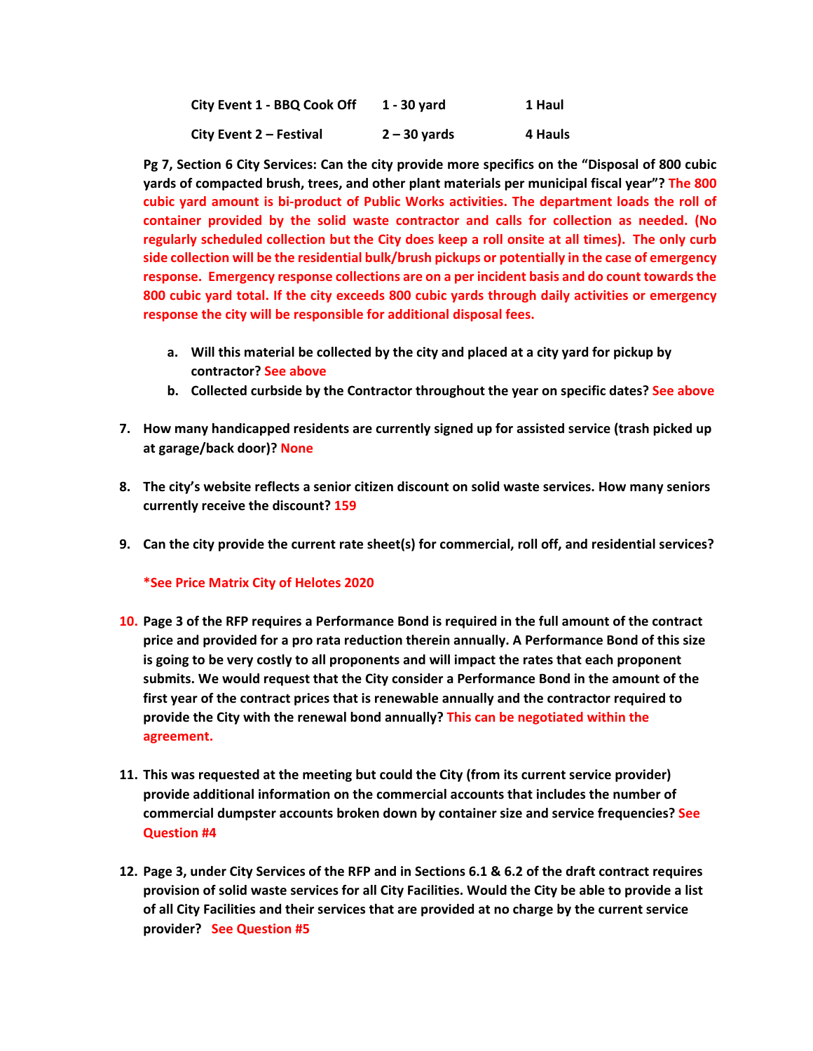| City Event 1 - BBQ Cook Off | 1 - 30 yard | 1 Haul |
|---|---|---|
| City Event 2 – Festival | 2 – 30 yards | 4 Hauls |

**Pg 7, Section 6 City Services: Can the city provide more specifics on the "Disposal of 800 cubic yards of compacted brush, trees, and other plant materials per municipal fiscal year"?** **The 800 cubic yard amount is bi-product of Public Works activities. The department loads the roll of container provided by the solid waste contractor and calls for collection as needed. (No regularly scheduled collection but the City does keep a roll onsite at all times). The only curb side collection will be the residential bulk/brush pickups or potentially in the case of emergency response. Emergency response collections are on a per incident basis and do count towards the 800 cubic yard total. If the city exceeds 800 cubic yards through daily activities or emergency response the city will be responsible for additional disposal fees.**

a. **Will this material be collected by the city and placed at a city yard for pickup by contractor? See above**
b. **Collected curbside by the Contractor throughout the year on specific dates? See above**

7. **How many handicapped residents are currently signed up for assisted service (trash picked up at garage/back door)? None**

8. **The city's website reflects a senior citizen discount on solid waste services. How many seniors currently receive the discount? 159**

9. **Can the city provide the current rate sheet(s) for commercial, roll off, and residential services?**

   **\*See Price Matrix City of Helotes 2020**

10. **Page 3 of the RFP requires a Performance Bond is required in the full amount of the contract price and provided for a pro rata reduction therein annually. A Performance Bond of this size is going to be very costly to all proponents and will impact the rates that each proponent submits. We would request that the City consider a Performance Bond in the amount of the first year of the contract prices that is renewable annually and the contractor required to provide the City with the renewal bond annually? This can be negotiated within the agreement.**

11. **This was requested at the meeting but could the City (from its current service provider) provide additional information on the commercial accounts that includes the number of commercial dumpster accounts broken down by container size and service frequencies? See Question #4**

12. **Page 3, under City Services of the RFP and in Sections 6.1 & 6.2 of the draft contract requires provision of solid waste services for all City Facilities. Would the City be able to provide a list of all City Facilities and their services that are provided at no charge by the current service provider? See Question #5**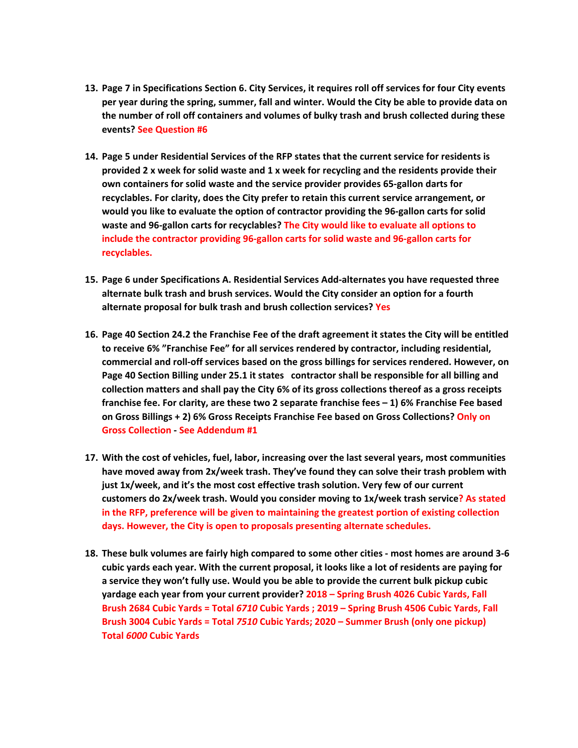13. **Page 7 in Specifications Section 6. City Services, it requires roll off services for four City events per year during the spring, summer, fall and winter. Would the City be able to provide data on the number of roll off containers and volumes of bulky trash and brush collected during these events?** See Question #6

14. **Page 5 under Residential Services of the RFP states that the current service for residents is provided 2 x week for solid waste and 1 x week for recycling and the residents provide their own containers for solid waste and the service provider provides 65-gallon darts for recyclables. For clarity, does the City prefer to retain this current service arrangement, or would you like to evaluate the option of contractor providing the 96-gallon carts for solid waste and 96-gallon carts for recyclables?** The City would like to evaluate all options to include the contractor providing 96-gallon carts for solid waste and 96-gallon carts for recyclables.

15. **Page 6 under Specifications A. Residential Services Add-alternates you have requested three alternate bulk trash and brush services. Would the City consider an option for a fourth alternate proposal for bulk trash and brush collection services?** Yes

16. **Page 40 Section 24.2 the Franchise Fee of the draft agreement it states the City will be entitled to receive 6% "Franchise Fee" for all services rendered by contractor, including residential, commercial and roll-off services based on the gross billings for services rendered. However, on Page 40 Section Billing under 25.1 it states contractor shall be responsible for all billing and collection matters and shall pay the City 6% of its gross collections thereof as a gross receipts franchise fee. For clarity, are these two 2 separate franchise fees – 1) 6% Franchise Fee based on Gross Billings + 2) 6% Gross Receipts Franchise Fee based on Gross Collections?** Only on Gross Collection - See Addendum #1

17. **With the cost of vehicles, fuel, labor, increasing over the last several years, most communities have moved away from 2x/week trash. They've found they can solve their trash problem with just 1x/week, and it's the most cost effective trash solution. Very few of our current customers do 2x/week trash. Would you consider moving to 1x/week trash service?** As stated in the RFP, preference will be given to maintaining the greatest portion of existing collection days. However, the City is open to proposals presenting alternate schedules.

18. **These bulk volumes are fairly high compared to some other cities - most homes are around 3-6 cubic yards each year. With the current proposal, it looks like a lot of residents are paying for a service they won't fully use. Would you be able to provide the current bulk pickup cubic yardage each year from your current provider?** 2018 – Spring Brush 4026 Cubic Yards, Fall Brush 2684 Cubic Yards = Total *6710* Cubic Yards ; 2019 – Spring Brush 4506 Cubic Yards, Fall Brush 3004 Cubic Yards = Total *7510* Cubic Yards; 2020 – Summer Brush (only one pickup) Total *6000* Cubic Yards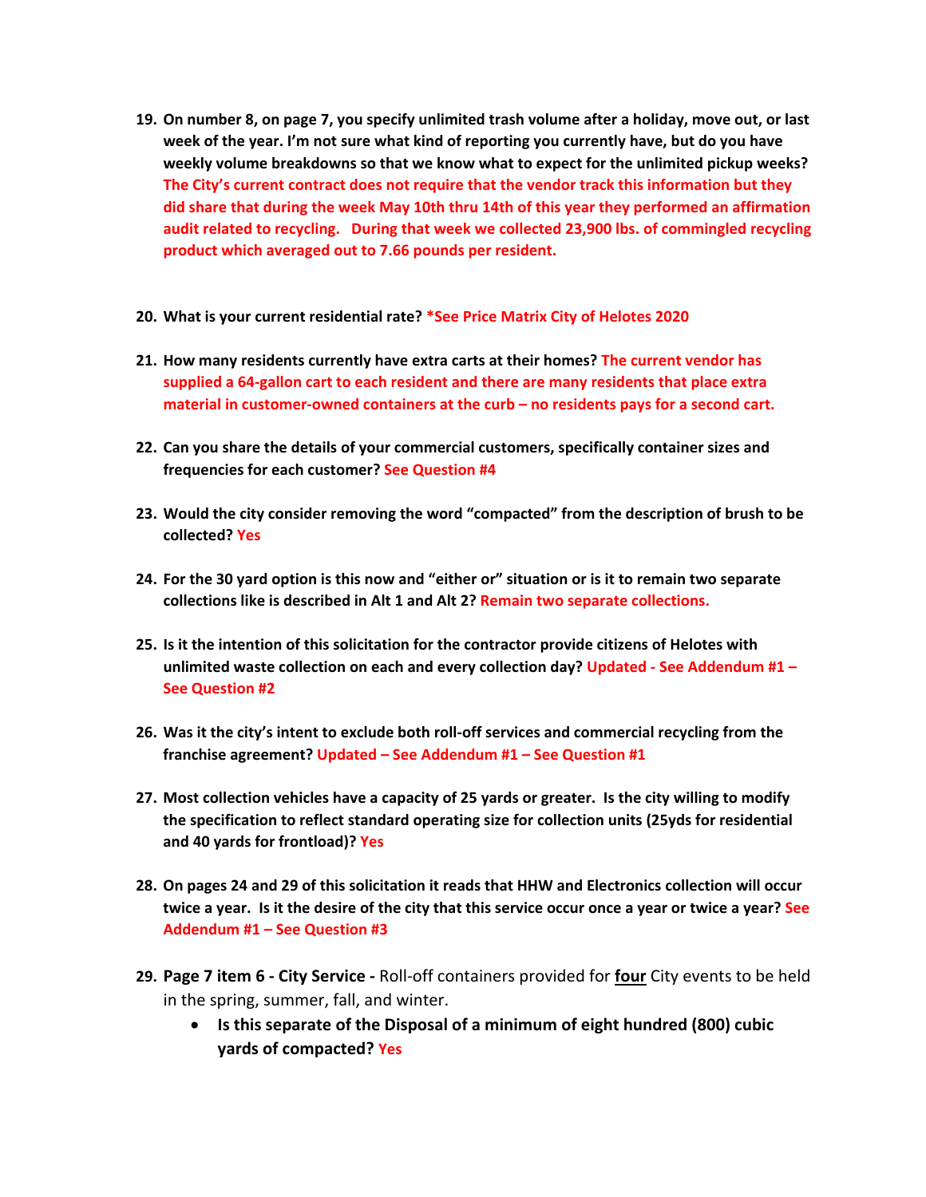19. **On number 8, on page 7, you specify unlimited trash volume after a holiday, move out, or last week of the year. I'm not sure what kind of reporting you currently have, but do you have weekly volume breakdowns so that we know what to expect for the unlimited pickup weeks?** **The City's current contract does not require that the vendor track this information but they did share that during the week May 10th thru 14th of this year they performed an affirmation audit related to recycling. During that week we collected 23,900 lbs. of commingled recycling product which averaged out to 7.66 pounds per resident.**

20. **What is your current residential rate?** **\*See Price Matrix City of Helotes 2020**

21. **How many residents currently have extra carts at their homes?** **The current vendor has supplied a 64-gallon cart to each resident and there are many residents that place extra material in customer-owned containers at the curb – no residents pays for a second cart.**

22. **Can you share the details of your commercial customers, specifically container sizes and frequencies for each customer?** **See Question #4**

23. **Would the city consider removing the word "compacted" from the description of brush to be collected?** **Yes**

24. **For the 30 yard option is this now and "either or" situation or is it to remain two separate collections like is described in Alt 1 and Alt 2?** **Remain two separate collections.**

25. **Is it the intention of this solicitation for the contractor provide citizens of Helotes with unlimited waste collection on each and every collection day?** **Updated - See Addendum #1 – See Question #2**

26. **Was it the city's intent to exclude both roll-off services and commercial recycling from the franchise agreement?** **Updated – See Addendum #1 – See Question #1**

27. **Most collection vehicles have a capacity of 25 yards or greater. Is the city willing to modify the specification to reflect standard operating size for collection units (25yds for residential and 40 yards for frontload)?** **Yes**

28. **On pages 24 and 29 of this solicitation it reads that HHW and Electronics collection will occur twice a year. Is it the desire of the city that this service occur once a year or twice a year?** **See Addendum #1 – See Question #3**

29. **Page 7 item 6 - City Service -** Roll-off containers provided for **four** City events to be held in the spring, summer, fall, and winter.
    - **Is this separate of the Disposal of a minimum of eight hundred (800) cubic yards of compacted?** **Yes**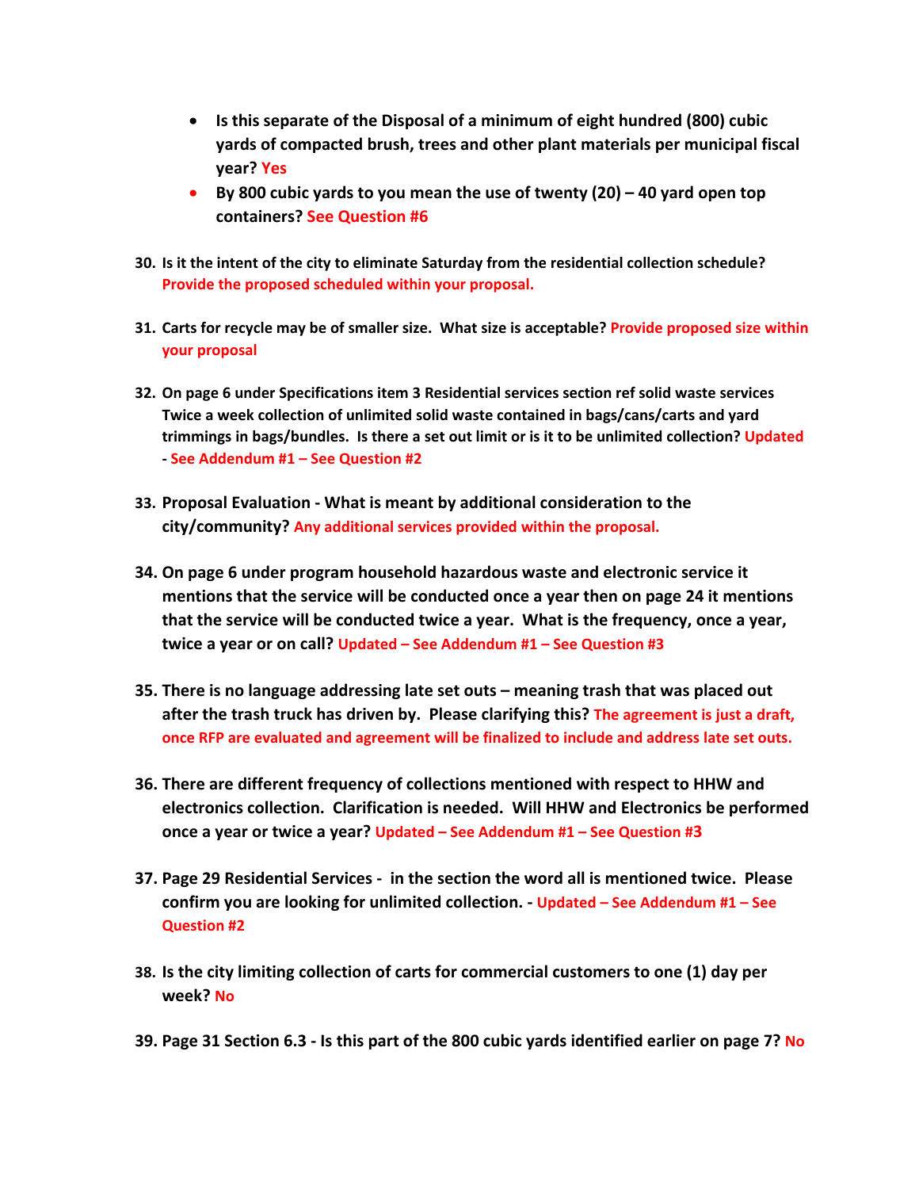- **Is this separate of the Disposal of a minimum of eight hundred (800) cubic yards of compacted brush, trees and other plant materials per municipal fiscal year?** Yes
- **By 800 cubic yards to you mean the use of twenty (20) – 40 yard open top containers?** See Question #6

30. **Is it the intent of the city to eliminate Saturday from the residential collection schedule?** Provide the proposed scheduled within your proposal.

31. **Carts for recycle may be of smaller size. What size is acceptable?** Provide proposed size within your proposal

32. **On page 6 under Specifications item 3 Residential services section ref solid waste services Twice a week collection of unlimited solid waste contained in bags/cans/carts and yard trimmings in bags/bundles. Is there a set out limit or is it to be unlimited collection?** Updated - See Addendum #1 – See Question #2

33. **Proposal Evaluation - What is meant by additional consideration to the city/community?** Any additional services provided within the proposal.

34. **On page 6 under program household hazardous waste and electronic service it mentions that the service will be conducted once a year then on page 24 it mentions that the service will be conducted twice a year. What is the frequency, once a year, twice a year or on call?** Updated – See Addendum #1 – See Question #3

35. **There is no language addressing late set outs – meaning trash that was placed out after the trash truck has driven by. Please clarifying this?** The agreement is just a draft, once RFP are evaluated and agreement will be finalized to include and address late set outs.

36. **There are different frequency of collections mentioned with respect to HHW and electronics collection. Clarification is needed. Will HHW and Electronics be performed once a year or twice a year?** Updated – See Addendum #1 – See Question #3

37. **Page 29 Residential Services - in the section the word all is mentioned twice. Please confirm you are looking for unlimited collection.** - Updated – See Addendum #1 – See Question #2

38. **Is the city limiting collection of carts for commercial customers to one (1) day per week?** No

39. **Page 31 Section 6.3 - Is this part of the 800 cubic yards identified earlier on page 7?** No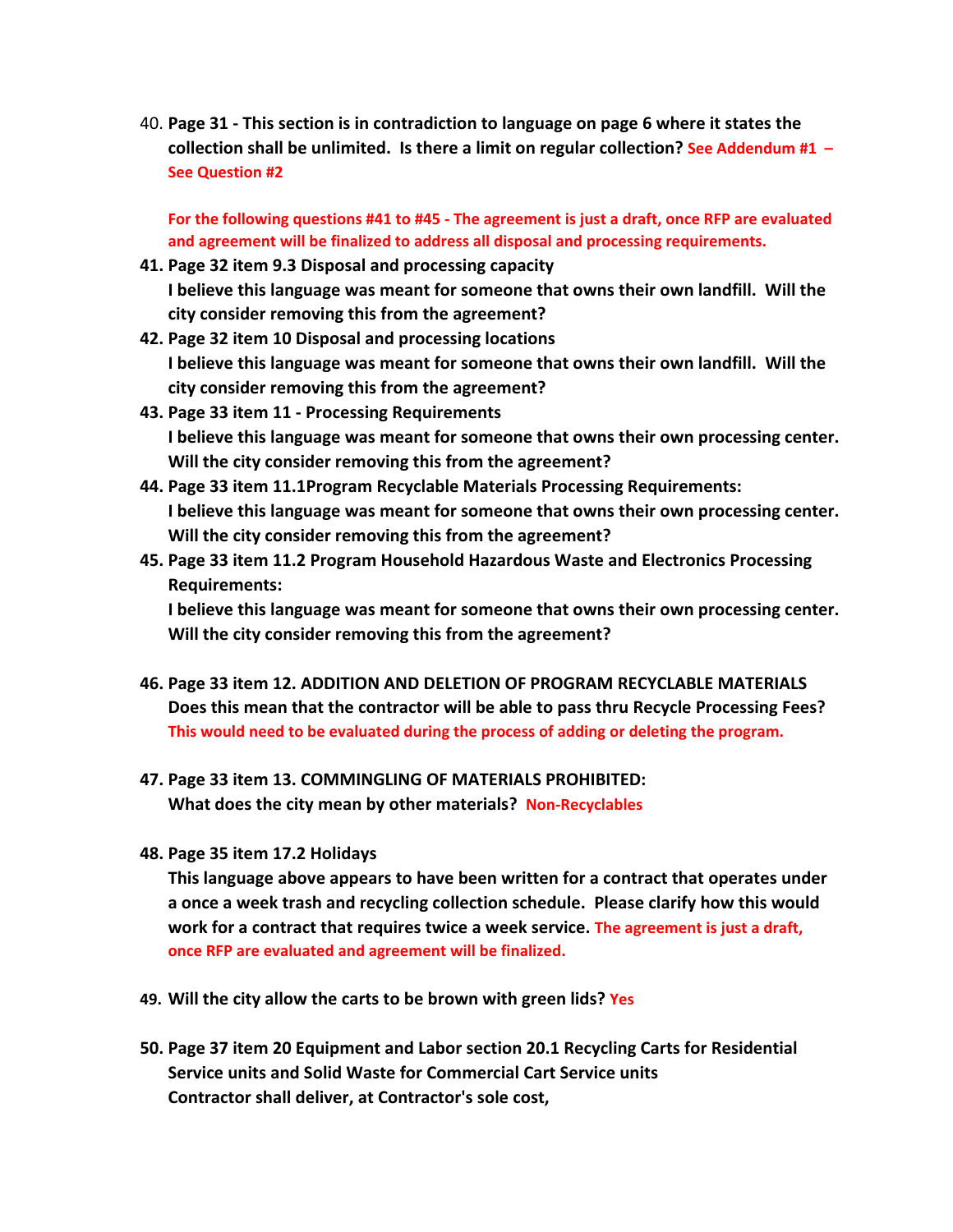40. **Page 31 - This section is in contradiction to language on page 6 where it states the collection shall be unlimited. Is there a limit on regular collection?** **See Addendum #1 – See Question #2**

    **For the following questions #41 to #45 - The agreement is just a draft, once RFP are evaluated and agreement will be finalized to address all disposal and processing requirements.**

41. **Page 32 item 9.3 Disposal and processing capacity**
    **I believe this language was meant for someone that owns their own landfill. Will the city consider removing this from the agreement?**
42. **Page 32 item 10 Disposal and processing locations**
    **I believe this language was meant for someone that owns their own landfill. Will the city consider removing this from the agreement?**
43. **Page 33 item 11 - Processing Requirements**
    **I believe this language was meant for someone that owns their own processing center. Will the city consider removing this from the agreement?**
44. **Page 33 item 11.1Program Recyclable Materials Processing Requirements:**
    **I believe this language was meant for someone that owns their own processing center. Will the city consider removing this from the agreement?**
45. **Page 33 item 11.2 Program Household Hazardous Waste and Electronics Processing Requirements:**
    **I believe this language was meant for someone that owns their own processing center. Will the city consider removing this from the agreement?**

46. **Page 33 item 12. ADDITION AND DELETION OF PROGRAM RECYCLABLE MATERIALS Does this mean that the contractor will be able to pass thru Recycle Processing Fees?** **This would need to be evaluated during the process of adding or deleting the program.**

47. **Page 33 item 13. COMMINGLING OF MATERIALS PROHIBITED:**
    **What does the city mean by other materials?** **Non-Recyclables**

48. **Page 35 item 17.2 Holidays**
    **This language above appears to have been written for a contract that operates under a once a week trash and recycling collection schedule. Please clarify how this would work for a contract that requires twice a week service.** **The agreement is just a draft, once RFP are evaluated and agreement will be finalized.**

49. **Will the city allow the carts to be brown with green lids?** **Yes**

50. **Page 37 item 20 Equipment and Labor section 20.1 Recycling Carts for Residential Service units and Solid Waste for Commercial Cart Service units**
    **Contractor shall deliver, at Contractor's sole cost,**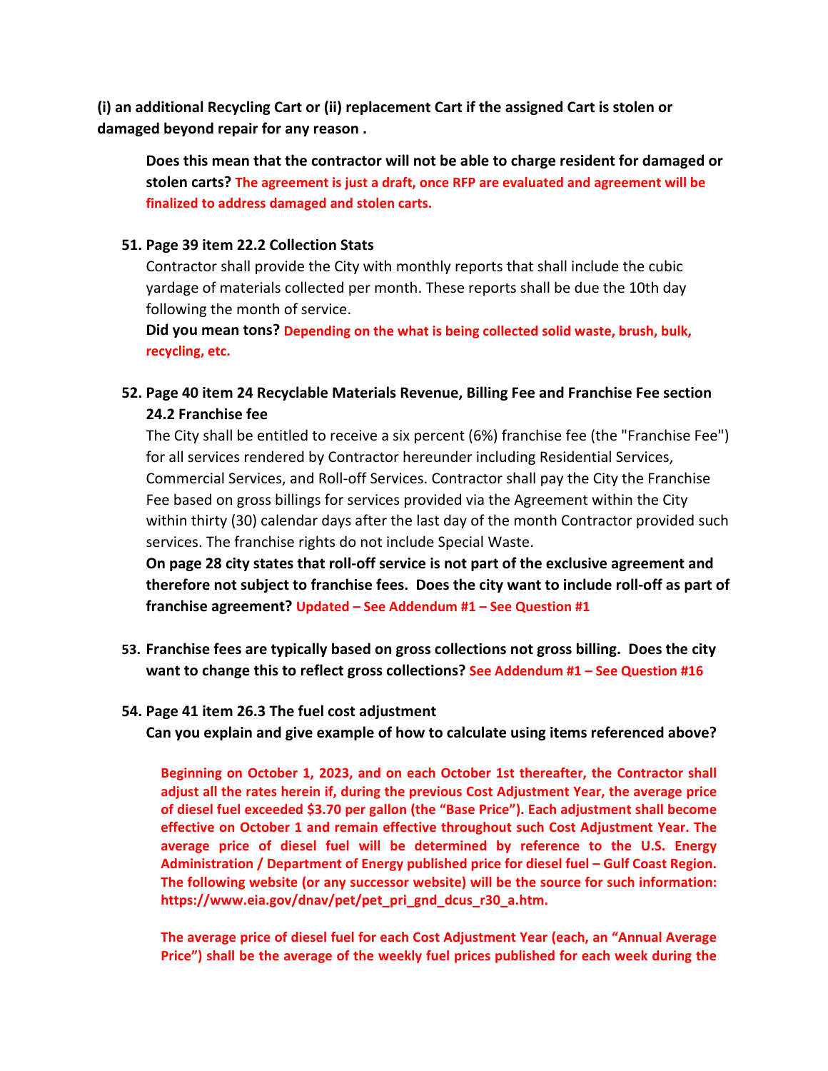**(i) an additional Recycling Cart or (ii) replacement Cart if the assigned Cart is stolen or damaged beyond repair for any reason .**

**Does this mean that the contractor will not be able to charge resident for damaged or stolen carts?** **The agreement is just a draft, once RFP are evaluated and agreement will be finalized to address damaged and stolen carts.**

51. **Page 39 item 22.2 Collection Stats**

    Contractor shall provide the City with monthly reports that shall include the cubic yardage of materials collected per month. These reports shall be due the 10th day following the month of service.

    **Did you mean tons?** **Depending on the what is being collected solid waste, brush, bulk, recycling, etc.**

52. **Page 40 item 24 Recyclable Materials Revenue, Billing Fee and Franchise Fee section 24.2 Franchise fee**

    The City shall be entitled to receive a six percent (6%) franchise fee (the "Franchise Fee") for all services rendered by Contractor hereunder including Residential Services, Commercial Services, and Roll-off Services. Contractor shall pay the City the Franchise Fee based on gross billings for services provided via the Agreement within the City within thirty (30) calendar days after the last day of the month Contractor provided such services. The franchise rights do not include Special Waste.

    **On page 28 city states that roll-off service is not part of the exclusive agreement and therefore not subject to franchise fees. Does the city want to include roll-off as part of franchise agreement?** **Updated – See Addendum #1 – See Question #1**

53. **Franchise fees are typically based on gross collections not gross billing. Does the city want to change this to reflect gross collections?** **See Addendum #1 – See Question #16**

54. **Page 41 item 26.3 The fuel cost adjustment**

    **Can you explain and give example of how to calculate using items referenced above?**

    **Beginning on October 1, 2023, and on each October 1st thereafter, the Contractor shall adjust all the rates herein if, during the previous Cost Adjustment Year, the average price of diesel fuel exceeded $3.70 per gallon (the "Base Price"). Each adjustment shall become effective on October 1 and remain effective throughout such Cost Adjustment Year. The average price of diesel fuel will be determined by reference to the U.S. Energy Administration / Department of Energy published price for diesel fuel – Gulf Coast Region. The following website (or any successor website) will be the source for such information: https://www.eia.gov/dnav/pet/pet_pri_gnd_dcus_r30_a.htm.**

    **The average price of diesel fuel for each Cost Adjustment Year (each, an "Annual Average Price") shall be the average of the weekly fuel prices published for each week during the**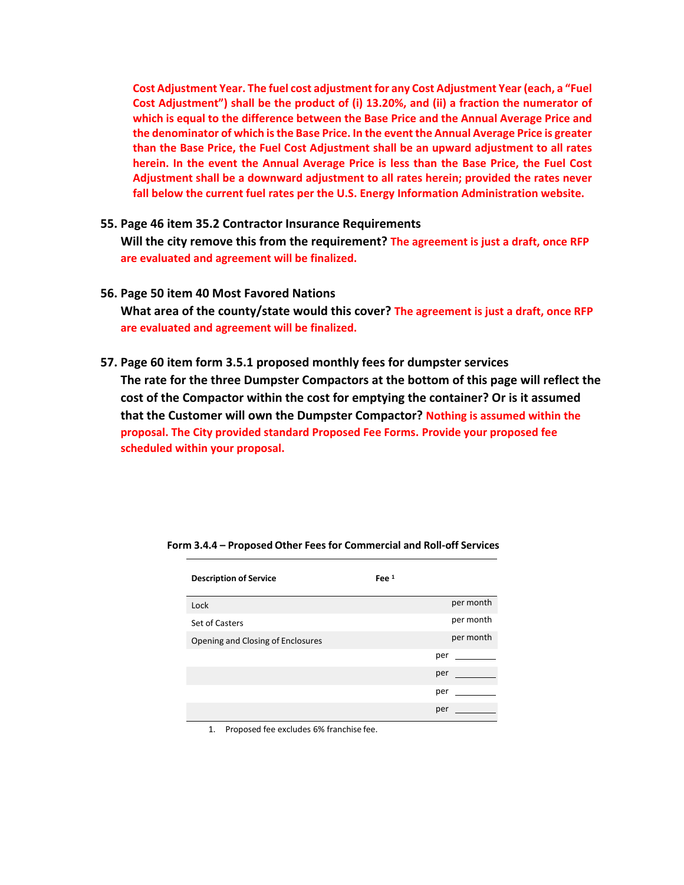**Cost Adjustment Year. The fuel cost adjustment for any Cost Adjustment Year (each, a "Fuel Cost Adjustment") shall be the product of (i) 13.20%, and (ii) a fraction the numerator of which is equal to the difference between the Base Price and the Annual Average Price and the denominator of which is the Base Price. In the event the Annual Average Price is greater than the Base Price, the Fuel Cost Adjustment shall be an upward adjustment to all rates herein. In the event the Annual Average Price is less than the Base Price, the Fuel Cost Adjustment shall be a downward adjustment to all rates herein; provided the rates never fall below the current fuel rates per the U.S. Energy Information Administration website.**

55. **Page 46 item 35.2 Contractor Insurance Requirements**
    **Will the city remove this from the requirement?** **The agreement is just a draft, once RFP are evaluated and agreement will be finalized.**

56. **Page 50 item 40 Most Favored Nations**
    **What area of the county/state would this cover?** **The agreement is just a draft, once RFP are evaluated and agreement will be finalized.**

57. **Page 60 item form 3.5.1 proposed monthly fees for dumpster services**
    **The rate for the three Dumpster Compactors at the bottom of this page will reflect the cost of the Compactor within the cost for emptying the container? Or is it assumed that the Customer will own the Dumpster Compactor?** **Nothing is assumed within the proposal. The City provided standard Proposed Fee Forms. Provide your proposed fee scheduled within your proposal.**

**Form 3.4.4 – Proposed Other Fees for Commercial and Roll-off Services**

| Description of Service | Fee [1] |
|---|---|
| Lock | per month |
| Set of Casters | per month |
| Opening and Closing of Enclosures | per month |
| | per ________ |
| | per ________ |
| | per ________ |
| | per ________ |

1. Proposed fee excludes 6% franchise fee.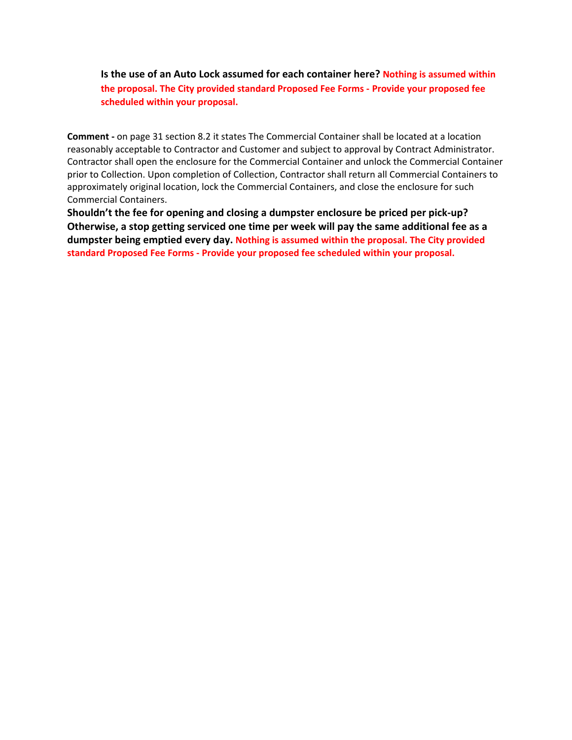**Is the use of an Auto Lock assumed for each container here?** **Nothing is assumed within the proposal. The City provided standard Proposed Fee Forms - Provide your proposed fee scheduled within your proposal.**

**Comment -** on page 31 section 8.2 it states The Commercial Container shall be located at a location reasonably acceptable to Contractor and Customer and subject to approval by Contract Administrator. Contractor shall open the enclosure for the Commercial Container and unlock the Commercial Container prior to Collection. Upon completion of Collection, Contractor shall return all Commercial Containers to approximately original location, lock the Commercial Containers, and close the enclosure for such Commercial Containers.

**Shouldn't the fee for opening and closing a dumpster enclosure be priced per pick-up? Otherwise, a stop getting serviced one time per week will pay the same additional fee as a dumpster being emptied every day.** **Nothing is assumed within the proposal. The City provided standard Proposed Fee Forms - Provide your proposed fee scheduled within your proposal.**